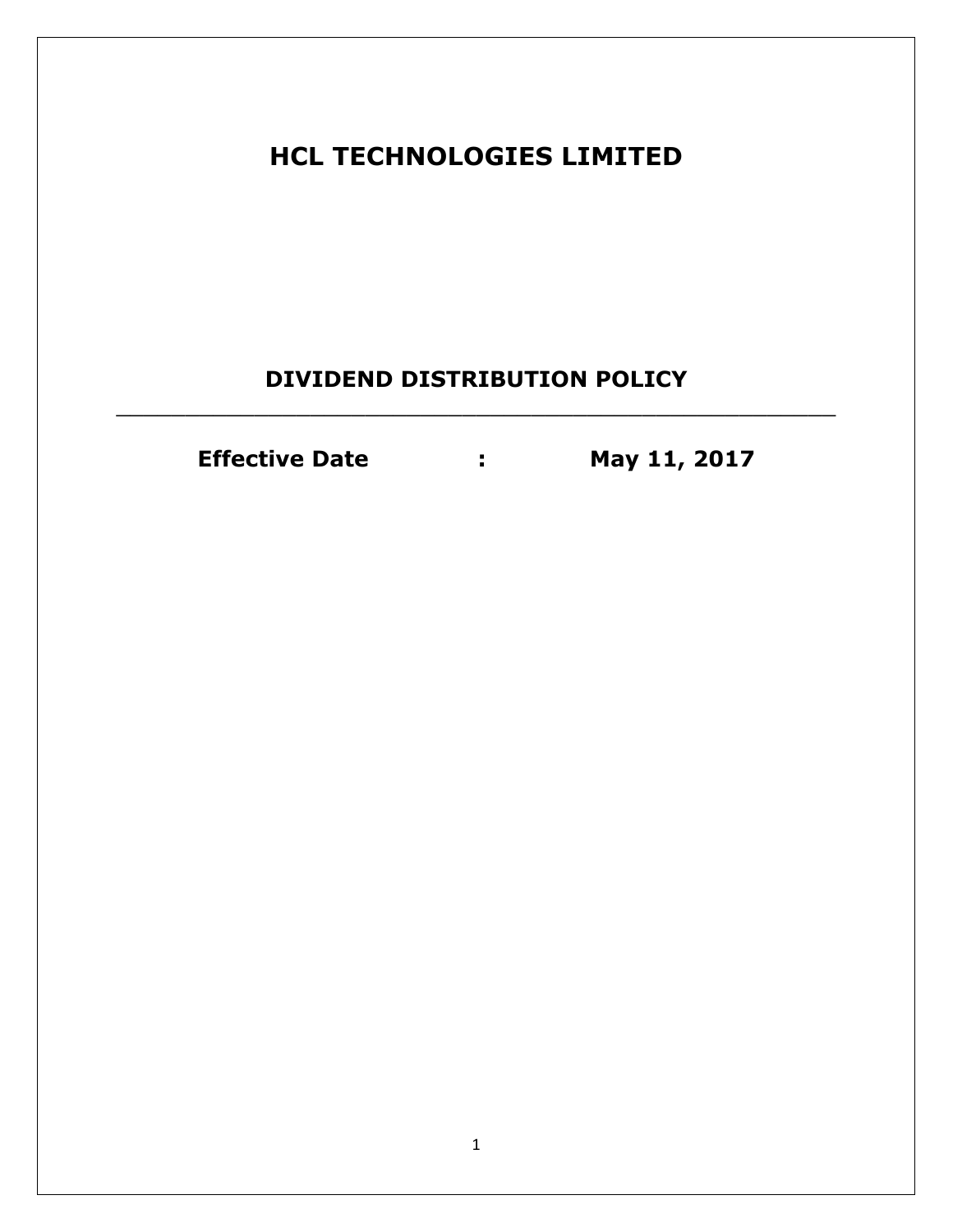# HCL TECHNOLOGIES LIMITED

## DIVIDEND DISTRIBUTION POLICY

---

**Effective Date : May 11, 2017**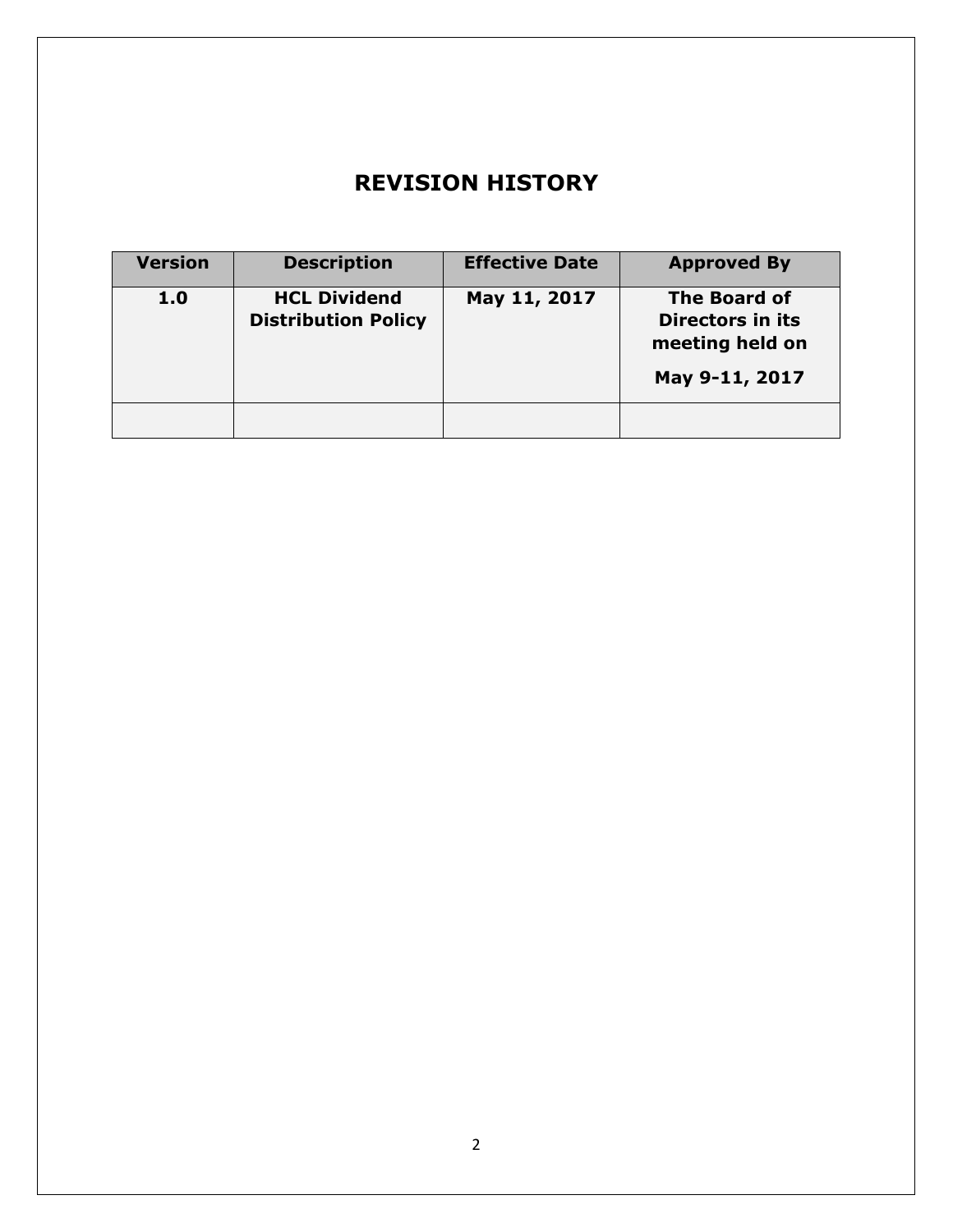# REVISION HISTORY

| Version | Description | Effective Date | Approved By |
| --- | --- | --- | --- |
| **1.0** | **HCL Dividend Distribution Policy** | **May 11, 2017** | **The Board of Directors in its meeting held on May 9-11, 2017** |
| | | | |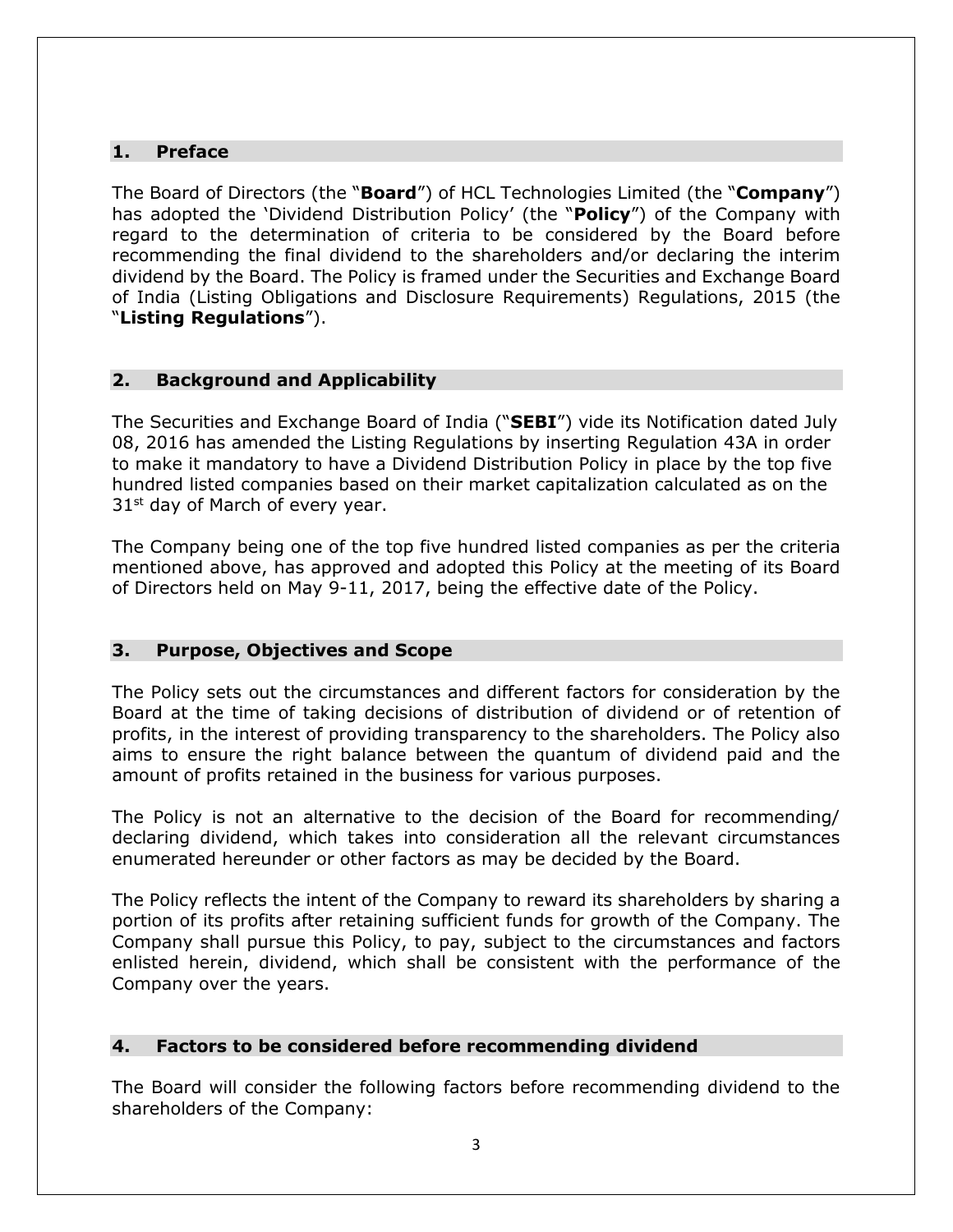## 1. Preface

The Board of Directors (the "**Board**") of HCL Technologies Limited (the "**Company**") has adopted the 'Dividend Distribution Policy' (the "**Policy**") of the Company with regard to the determination of criteria to be considered by the Board before recommending the final dividend to the shareholders and/or declaring the interim dividend by the Board. The Policy is framed under the Securities and Exchange Board of India (Listing Obligations and Disclosure Requirements) Regulations, 2015 (the "**Listing Regulations**").

## 2. Background and Applicability

The Securities and Exchange Board of India ("**SEBI**") vide its Notification dated July 08, 2016 has amended the Listing Regulations by inserting Regulation 43A in order to make it mandatory to have a Dividend Distribution Policy in place by the top five hundred listed companies based on their market capitalization calculated as on the 31st day of March of every year.

The Company being one of the top five hundred listed companies as per the criteria mentioned above, has approved and adopted this Policy at the meeting of its Board of Directors held on May 9-11, 2017, being the effective date of the Policy.

## 3. Purpose, Objectives and Scope

The Policy sets out the circumstances and different factors for consideration by the Board at the time of taking decisions of distribution of dividend or of retention of profits, in the interest of providing transparency to the shareholders. The Policy also aims to ensure the right balance between the quantum of dividend paid and the amount of profits retained in the business for various purposes.

The Policy is not an alternative to the decision of the Board for recommending/ declaring dividend, which takes into consideration all the relevant circumstances enumerated hereunder or other factors as may be decided by the Board.

The Policy reflects the intent of the Company to reward its shareholders by sharing a portion of its profits after retaining sufficient funds for growth of the Company. The Company shall pursue this Policy, to pay, subject to the circumstances and factors enlisted herein, dividend, which shall be consistent with the performance of the Company over the years.

## 4. Factors to be considered before recommending dividend

The Board will consider the following factors before recommending dividend to the shareholders of the Company: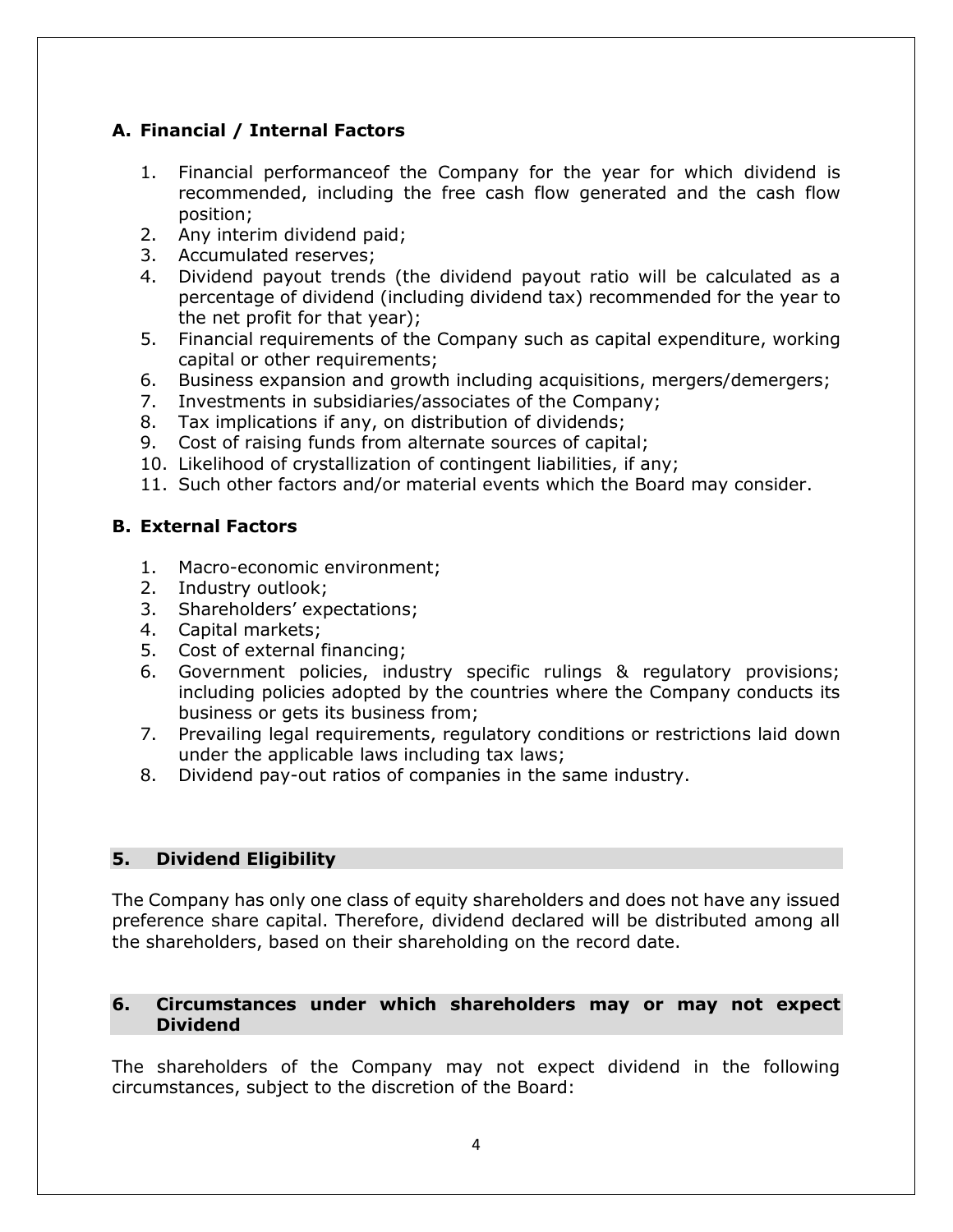### A. Financial / Internal Factors

1. Financial performanceof the Company for the year for which dividend is recommended, including the free cash flow generated and the cash flow position;
2. Any interim dividend paid;
3. Accumulated reserves;
4. Dividend payout trends (the dividend payout ratio will be calculated as a percentage of dividend (including dividend tax) recommended for the year to the net profit for that year);
5. Financial requirements of the Company such as capital expenditure, working capital or other requirements;
6. Business expansion and growth including acquisitions, mergers/demergers;
7. Investments in subsidiaries/associates of the Company;
8. Tax implications if any, on distribution of dividends;
9. Cost of raising funds from alternate sources of capital;
10. Likelihood of crystallization of contingent liabilities, if any;
11. Such other factors and/or material events which the Board may consider.

### B. External Factors

1. Macro-economic environment;
2. Industry outlook;
3. Shareholders' expectations;
4. Capital markets;
5. Cost of external financing;
6. Government policies, industry specific rulings & regulatory provisions; including policies adopted by the countries where the Company conducts its business or gets its business from;
7. Prevailing legal requirements, regulatory conditions or restrictions laid down under the applicable laws including tax laws;
8. Dividend pay-out ratios of companies in the same industry.

## 5. Dividend Eligibility

The Company has only one class of equity shareholders and does not have any issued preference share capital. Therefore, dividend declared will be distributed among all the shareholders, based on their shareholding on the record date.

## 6. Circumstances under which shareholders may or may not expect Dividend

The shareholders of the Company may not expect dividend in the following circumstances, subject to the discretion of the Board: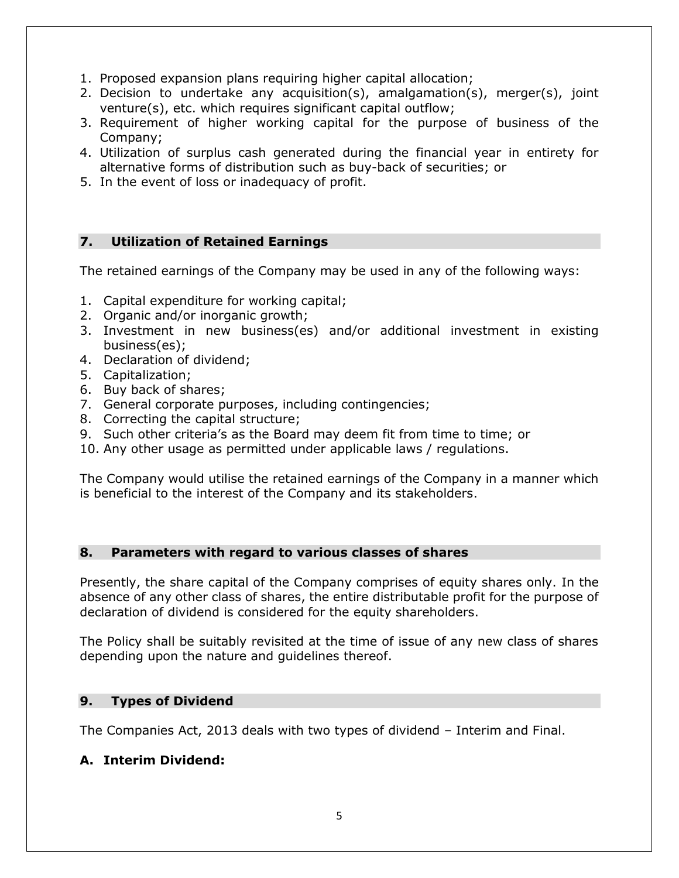1. Proposed expansion plans requiring higher capital allocation;
2. Decision to undertake any acquisition(s), amalgamation(s), merger(s), joint venture(s), etc. which requires significant capital outflow;
3. Requirement of higher working capital for the purpose of business of the Company;
4. Utilization of surplus cash generated during the financial year in entirety for alternative forms of distribution such as buy-back of securities; or
5. In the event of loss or inadequacy of profit.

## 7. Utilization of Retained Earnings

The retained earnings of the Company may be used in any of the following ways:

1. Capital expenditure for working capital;
2. Organic and/or inorganic growth;
3. Investment in new business(es) and/or additional investment in existing business(es);
4. Declaration of dividend;
5. Capitalization;
6. Buy back of shares;
7. General corporate purposes, including contingencies;
8. Correcting the capital structure;
9. Such other criteria's as the Board may deem fit from time to time; or
10. Any other usage as permitted under applicable laws / regulations.

The Company would utilise the retained earnings of the Company in a manner which is beneficial to the interest of the Company and its stakeholders.

## 8. Parameters with regard to various classes of shares

Presently, the share capital of the Company comprises of equity shares only. In the absence of any other class of shares, the entire distributable profit for the purpose of declaration of dividend is considered for the equity shareholders.

The Policy shall be suitably revisited at the time of issue of any new class of shares depending upon the nature and guidelines thereof.

## 9. Types of Dividend

The Companies Act, 2013 deals with two types of dividend – Interim and Final.

### A. Interim Dividend: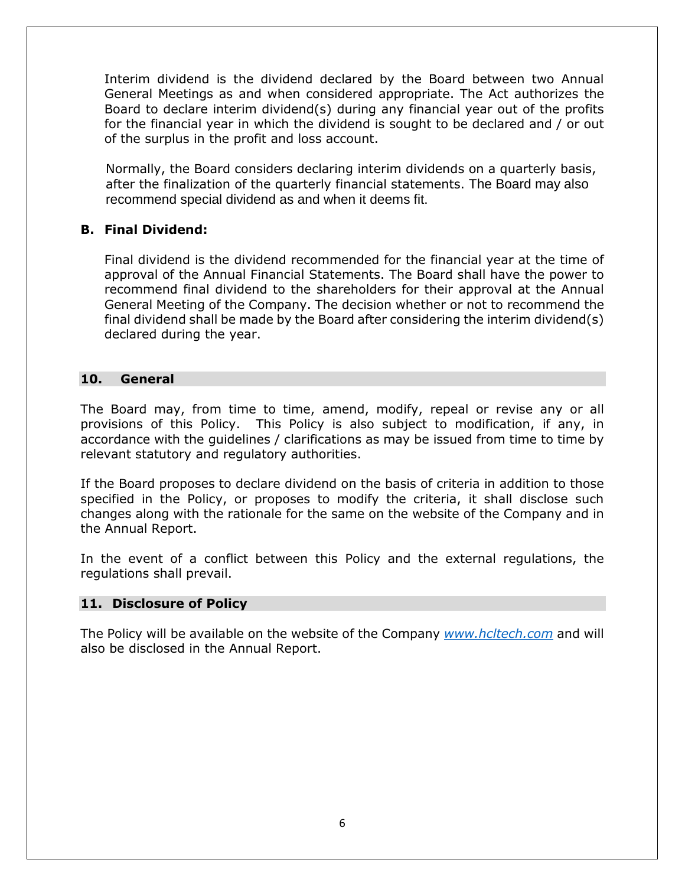Interim dividend is the dividend declared by the Board between two Annual General Meetings as and when considered appropriate. The Act authorizes the Board to declare interim dividend(s) during any financial year out of the profits for the financial year in which the dividend is sought to be declared and / or out of the surplus in the profit and loss account.

Normally, the Board considers declaring interim dividends on a quarterly basis, after the finalization of the quarterly financial statements. The Board may also recommend special dividend as and when it deems fit.

**B. Final Dividend:**

Final dividend is the dividend recommended for the financial year at the time of approval of the Annual Financial Statements. The Board shall have the power to recommend final dividend to the shareholders for their approval at the Annual General Meeting of the Company. The decision whether or not to recommend the final dividend shall be made by the Board after considering the interim dividend(s) declared during the year.

## 10. General

The Board may, from time to time, amend, modify, repeal or revise any or all provisions of this Policy. This Policy is also subject to modification, if any, in accordance with the guidelines / clarifications as may be issued from time to time by relevant statutory and regulatory authorities.

If the Board proposes to declare dividend on the basis of criteria in addition to those specified in the Policy, or proposes to modify the criteria, it shall disclose such changes along with the rationale for the same on the website of the Company and in the Annual Report.

In the event of a conflict between this Policy and the external regulations, the regulations shall prevail.

## 11. Disclosure of Policy

The Policy will be available on the website of the Company *www.hcltech.com* and will also be disclosed in the Annual Report.